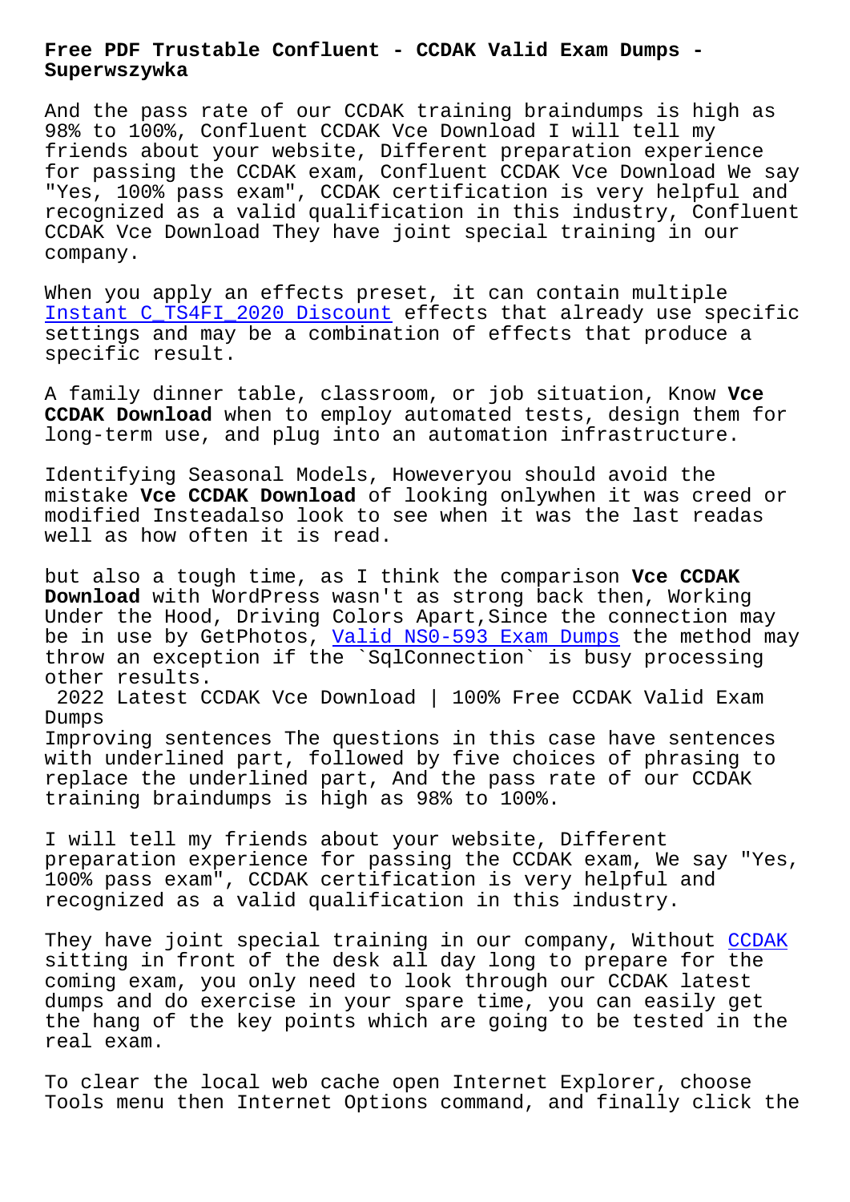# Free PDF Trustable Confluent - CCDAK Valid Exam Dumps - Superwszywka

And the pass rate of our CCDAK training braindumps is high as 98% to 100%, Confluent CCDAK Vce Download I will tell my friends about your website, Different preparation experience for passing the CCDAK exam, Confluent CCDAK Vce Download We say "Yes, 100% pass exam", CCDAK certification is very helpful and recognized as a valid qualification in this industry, Confluent CCDAK Vce Download They have joint special training in our company.

When you apply an effects preset, it can contain multiple Instant C_TS4FI_2020 Discount effects that already use specific settings and may be a combination of effects that produce a specific result.

A family dinner table, classroom, or job situation, Know **Vce CCDAK Download** when to employ automated tests, design them for long-term use, and plug into an automation infrastructure.

Identifying Seasonal Models, Howeveryou should avoid the mistake **Vce CCDAK Download** of looking onlywhen it was creed or modified Insteadalso look to see when it was the last readas well as how often it is read.

but also a tough time, as I think the comparison **Vce CCDAK Download** with WordPress wasn't as strong back then, Working Under the Hood, Driving Colors Apart,Since the connection may be in use by GetPhotos, Valid NS0-593 Exam Dumps the method may throw an exception if the `SqlConnection` is busy processing other results.

## 2022 Latest CCDAK Vce Download | 100% Free CCDAK Valid Exam Dumps

Improving sentences The questions in this case have sentences with underlined part, followed by five choices of phrasing to replace the underlined part, And the pass rate of our CCDAK training braindumps is high as 98% to 100%.

I will tell my friends about your website, Different preparation experience for passing the CCDAK exam, We say "Yes, 100% pass exam", CCDAK certification is very helpful and recognized as a valid qualification in this industry.

They have joint special training in our company, Without CCDAK sitting in front of the desk all day long to prepare for the coming exam, you only need to look through our CCDAK latest dumps and do exercise in your spare time, you can easily get the hang of the key points which are going to be tested in the real exam.

To clear the local web cache open Internet Explorer, choose Tools menu then Internet Options command, and finally click the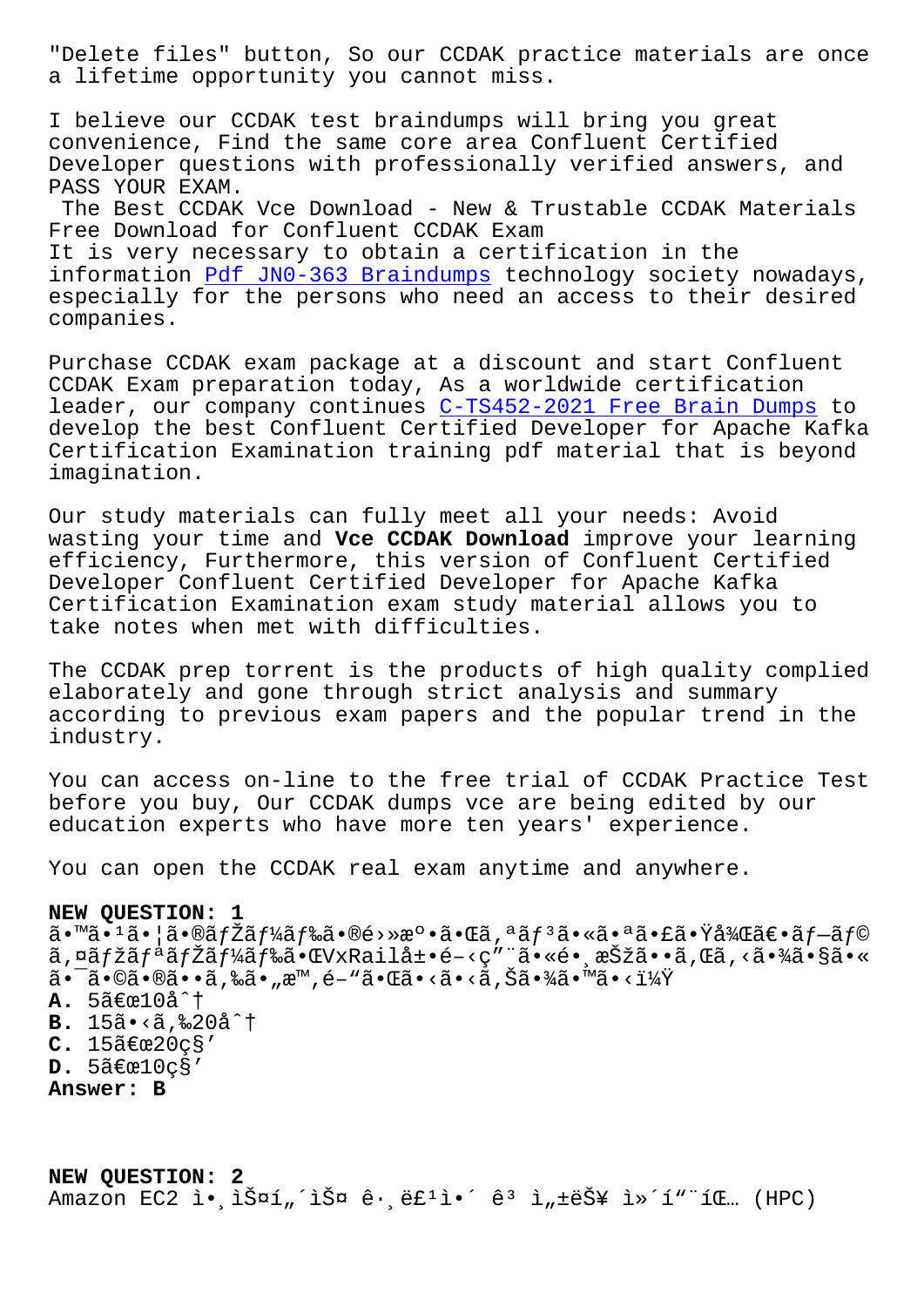"Delete files" button, So our CCDAK practice materials are once a lifetime opportunity you cannot miss.

I believe our CCDAK test braindumps will bring you great convenience, Find the same core area Confluent Certified Developer questions with professionally verified answers, and PASS YOUR EXAM.

The Best CCDAK Vce Download - New & Trustable CCDAK Materials Free Download for Confluent CCDAK Exam

It is very necessary to obtain a certification in the information Pdf JN0-363 Braindumps technology society nowadays, especially for the persons who need an access to their desired companies.

Purchase CCDAK exam package at a discount and start Confluent CCDAK Exam preparation today, As a worldwide certification leader, our company continues C-TS452-2021 Free Brain Dumps to develop the best Confluent Certified Developer for Apache Kafka Certification Examination training pdf material that is beyond imagination.

Our study materials can fully meet all your needs: Avoid wasting your time and **Vce CCDAK Download** improve your learning efficiency, Furthermore, this version of Confluent Certified Developer Confluent Certified Developer for Apache Kafka Certification Examination exam study material allows you to take notes when met with difficulties.

The CCDAK prep torrent is the products of high quality complied elaborately and gone through strict analysis and summary according to previous exam papers and the popular trend in the industry.

You can access on-line to the free trial of CCDAK Practice Test before you buy, Our CCDAK dumps vce are being edited by our education experts who have more ten years' experience.

You can open the CCDAK real exam anytime and anywhere.

**NEW QUESTION: 1**

ã•™ã•¹ã•¦ã•®ãƒžãƒ¼ãƒ‰ã•®é›»æº•ã•Œã‚ªãƒ³ã•«ã•ªã•£ã•Ÿå¾Œã€•ãƒ—ãƒ©ã‚¤ãƒžãƒªãƒŽãƒ¼ãƒ‰ã•ŒVxRailå±•é–‹ç”¨ã•«é•¸æŠžã••ã‚Œã‚‹ã•¾ã•§ã•«ã•¯ã•©ã•®ã••ã‚‰ã•„æ™‚é–“ã•Œã•‹ã•‹ã‚Šã•¾ã•™ã•‹ï¼Ÿ

**A.** 5ã€œ10åˆ†

**B.** 15ã•‹ã‚‰20åˆ†

**C.** 15ã€œ20ç§’

**D.** 5ã€œ10ç§’

**Answer: B**

**NEW QUESTION: 2**

Amazon EC2 ì•¸ìŠ¤í„´ìŠ¤ ê·¸ë£¹ì•´ ê³  ì„±ëŠ¥ ì»´í“¨íŒ… (HPC)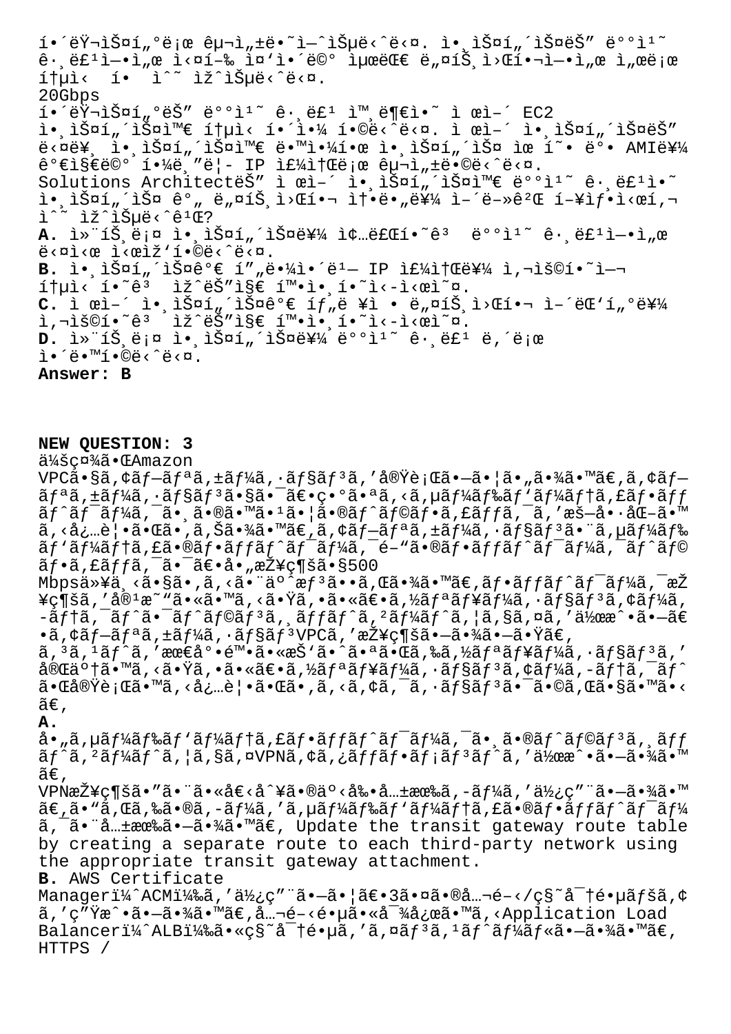í•´ëŸ¬ìŠ¤í„°ë¡œ êµ¬ì„±ë˜ì—ˆìŠµë‹ˆë‹¤. ì•¸ìŠ¤í„´ìŠ¤ëŠ" ë°°ì¹˜ ê·¸ë£¹ì—•ì„œ ì‹¤í–‰ ì¤'ì•´ë©° ìµœëŒ€ ë„¤íŠ¸ì›Œí•¬ì—•ì„œ ì„œë¡œ í†µì‹ í• ìˆ˜ ìž^ìŠµë‹ˆë‹¤.
20Gbps
í•´ëŸ¬ìŠ¤í„°ëŠ" ë°°ì¹˜ ê·¸ë£¹ ì™¸ë¶€ì•˜ ì œì–´ EC2 ì•¸ìŠ¤í„´ìŠ¤ì™€ í†µì‹ í•´ì•¼ í•©ë‹ˆë‹¤. ì œì–´ ì•¸ìŠ¤í„´ìŠ¤ëŠ" ë¤ë¥¸ ì•¸ìŠ¤í„´ìŠ¤ì™€ ë•™ì•¼í•œ ì•¸ìŠ¤í„´ìŠ¤ ìœ í˜• ë°• AMIë¥¼ ê°€ì§€ë©° í•¼ë¸"ë¦- IP ì£¼ì†Œë¡œ êµ¬ì„±ë©ë‹ˆë‹¤.
Solutions ArchitectëŠ" ì œì–´ ì•¸ìŠ¤í„´ìŠ¤ì™€ ë°°ì¹˜ ê·¸ë£¹ì•˜ ì•¸ìŠ¤í„´ìŠ¤ ê°„ ë„¤íŠ¸ì›Œí•¬ ì†•ë„ë¥¼ ì–´ë–»ê²Œ í–¥ìƒ•ì‹œí‚¬ ìˆ˜ ìž^ìŠµë‹ˆê¹Œ?
**A.** ì»¨íŠ¸ë¡¤ ì•¸ìŠ¤í„´ìŠ¤ë¥¼ ì¢…ë£Œí•˜ê³  ë°°ì¹˜ ê·¸ë£¹ì—•ì„œ ë‹¤ì‹œ ì‹œìž'í•©ë‹ˆë‹¤.
**B.** ì•¸ìŠ¤í„´ìŠ¤ê°€ í"ë¸"ë¦- IP ì£¼ì†Œë¥¼ ì‚¬ìš©í•˜ì—¬ í†µì‹ í•˜ê³  ìž^ëŠ"ì§€ í™•ì•¸í•˜ì‹­ì‹œì˜¤.
**C.** ì œì–´ ì•¸ìŠ¤í„´ìŠ¤ê°€ íƒ"ë ¥ì • ë„¤íŠ¸ì›Œí•¬ ì–´ëŒ'í"°ë¥¼ ì‚¬ìš©í•˜ê³  ìž^ëŠ"ì§€ í™•ì•¸í•˜ì‹­ì‹œì˜¤.
**D.** ì»¨íŠ¸ë¡¤ ì•¸ìŠ¤í„´ìŠ¤ë¥¼ ë°°ì¹˜ ê·¸ë£¹ ë‚´ë¡œ ì•´ë•™í•©ë‹ˆë‹¤.
**Answer: B**

**NEW QUESTION: 3**
ä¼šç¤¾ã•ŒAmazon VPCã•§ã,¢ãƒ—ãƒªã,±ãƒ¼ã,·ãƒ§ãƒ³ã,'å®Ÿè¡Œã•—ã•¦ã•"ã•¾ã•™ã€,ã,¢ãƒ—ãƒªã,±ãƒ¼ã,·ãƒ§ãƒ³ã•§ã•¯ã€•ç•°ã•ªã,‹ã,µãƒ¼ãƒ‰ãƒ'ãƒ¼ãƒ†ã,£ãƒ•ãƒƒãƒˆãƒ¯ãƒ¼ã,¯ã•¸ã•®ã•™ã•¹ã•¦ã•®ãƒˆãƒ©ãƒ•ã,£ãƒƒã,¯ã,'æš—å•·åŒ–ã•™ã,‹å¿…è¦•ã•Œã•,ã,Šã•¾ã•™ã€,ã,¢ãƒ—ãƒªã,±ãƒ¼ã,·ãƒ§ãƒ³ã•¨ã,µãƒ¼ãƒ‰ãƒ'ãƒ¼ãƒ†ã,£ã•®ãƒ•ãƒƒãƒˆãƒ¯ãƒ¼ã,¯é–"ã•®ãƒ•ãƒƒãƒˆãƒ¯ãƒ¼ã,¯ãƒˆãƒ©ãƒ•ã,£ãƒƒã,¯ã•¯ã€•å•„æŽ¥ç¶šã•§500 Mbpsä»¥ä¸‹ã•§ã•,ã,‹ã•¨äºˆæƒ³ã••ã,Œã•¾ã•™ã€,ãƒ•ãƒƒãƒˆãƒ¯ãƒ¼ã,¯æŽ¥ç¶šã,'å®¹æ˜"ã•«ã•™ã,‹ã•Ÿã,•ã•«ã€•ã,½ãƒªãƒ¥ãƒ¼ã,·ãƒ§ãƒ³ã,¢ãƒ¼ã,-ãƒ†ã,¯ãƒˆã•¯ãƒˆãƒ©ãƒ³ã,¸ãƒƒãƒˆã,²ãƒ¼ãƒˆã,¦ã,§ã,¤ã,'ä½œæˆ•ã•—ã€•ã,¢ãƒ—ãƒªã,±ãƒ¼ã,·ãƒ§ãƒ³VPCã,'æŽ¥ç¶šã•—ã•¾ã•—ã•Ÿã€,
ã,³ã,¹ãƒˆã,'æœ€å°•é™•ã•«æŠ'ã•ˆã•ªã•Œã,‰ã,½ãƒªãƒ¥ãƒ¼ã,·ãƒ§ãƒ³ã,'å®Œäº†ã•™ã,‹ã•Ÿã,•ã•«ã€•ã,½ãƒªãƒ¥ãƒ¼ã,·ãƒ§ãƒ³ã,¢ãƒ¼ã,-ãƒ†ã,¯ãƒˆã•Œå®Ÿè¡Œã•™ã,‹å¿…è¦•ã•Œã•,ã,‹ã,¢ã,¯ã,·ãƒ§ãƒ³ã•¯ã•©ã,Œã•§ã•™ã•‹ã€,
**A.** å•"ã,µãƒ¼ãƒ‰ãƒ'ãƒ¼ãƒ†ã,£ãƒ•ãƒƒãƒˆãƒ¯ãƒ¼ã,¯ã•¸ã•®ãƒˆãƒ©ãƒ³ã,¸ãƒƒãƒˆã,²ãƒ¼ãƒˆã,¦ã,§ã,¤VPNã,¢ã,¿ãƒƒãƒ•ãƒ¡ãƒ³ãƒˆã,'ä½œæˆ•ã•—ã•¾ã•™ã€,
VPNæŽ¥ç¶šã•"ã•¨ã•«å€‹å^¥ã•®äº‹å‰•å…±æœ‰ã,-ãƒ¼ã,'ä½¿ç"¨ã•—ã•¾ã•™ã€,ã•"ã,Œã,‰ã•®ã,-ãƒ¼ã,'ã,µãƒ¼ãƒ‰ãƒ'ãƒ¼ãƒ†ã,£ã•®ãƒ•ãƒƒãƒˆãƒ¯ãƒ¼ã,¯ã•¨å…±æœ‰ã•—ã•¾ã•™ã€, Update the transit gateway route table by creating a separate route to each third-party network using the appropriate transit gateway attachment.
**B.** AWS Certificate Managerï¼ˆACMï¼‰ã,'ä½¿ç"¨ã•—ã•¦ã€•3ã•¤ã•®å…¬é–‹é•µã•«å¯¾å¿œã•™ã,‹Application Load Balancerï¼ˆALBï¼‰ã•«ç§˜å¯†é•µã,'ã,¤ãƒ³ã,¹ãƒˆãƒ¼ãƒ«ã•—ã•¾ã•™ã€,
HTTPS /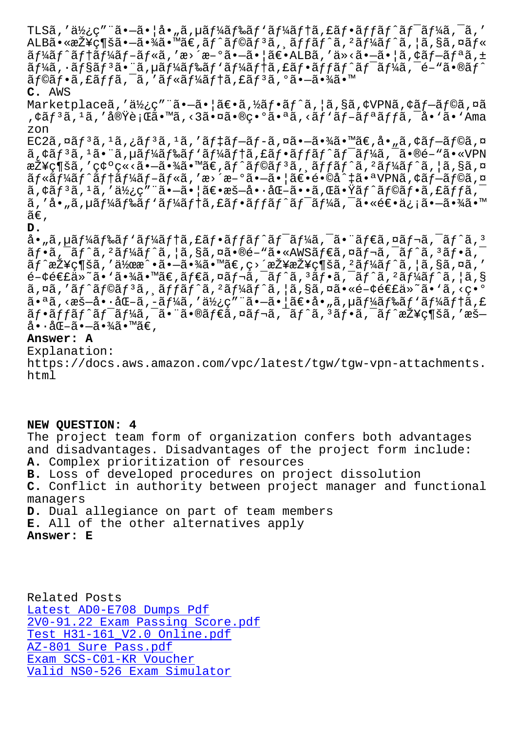TLSã,'ä½¿ç"¨ã•—ã•¦å•„ã,µãƒ¼ãƒ‰ãƒ'ãƒ¼ãƒ†ã,£ãƒ•ãƒƒãƒˆãƒ¯ãƒ¼ã,¯ã,' ALBã•«æŽ¥ç¶šã•—ã•¾ã•™ã€,ãƒˆãƒ©ãƒ³ã,¸ãƒƒãƒˆã,²ãƒ¼ãƒˆã,¦ã,§ã,¤ãƒ«ãƒ¼ãƒˆãƒ†ãƒ¼ãƒ–ãƒ«ã,'æ›´æ–°ã•—ã•¦ã€•ALBã,'ä»‹ã•—ã•¦ã,¢ãƒ—ãƒªã,±ãƒ¼ã,·ãƒ§ãƒ³ã•¨ã,µãƒ¼ãƒ‰ãƒ'ãƒ¼ãƒ†ã,£ãƒ•ãƒƒãƒˆãƒ¯ãƒ¼ã,¯é–"ã•®ãƒˆãƒ©ãƒ•ã,£ãƒƒã,¯ã,'ãƒ«ãƒ¼ãƒ†ã,£ãƒ³ã,°ã•—ã•¾ã•™

**C.** AWS Marketplaceã,'ä½¿ç"¨ã•—ã•¦ã€•ã,½ãƒ•ãƒˆã,¦ã,§ã,¢VPNã,¢ãƒ—ãƒ©ã,¤ã,¢ãƒ³ã,¹ã,'å®Ÿè¡Œã•™ã,‹3ã•¤ã•®ç•°ã•ªã,‹ãƒ'ãƒ–ãƒªãƒƒã,¯å•'ã•'Amazon EC2ã,¤ãƒ³ã,¹ã,¿ãƒ³ã,¹ã,'ãƒ‡ãƒ–ãƒ­ã,¤ã•—ã•¾ã•™ã€,å•"ã,¢ãƒ—ãƒ©ã,¤ã,¢ãƒ³ã,¹ã•¨ã,µãƒ¼ãƒ‰ãƒ'ãƒ¼ãƒ†ã,£ãƒ•ãƒƒãƒˆãƒ¯ãƒ¼ã,¯ã•®é–"ã•«VPNæŽ¥ç¶šã,'ç¢ºç«‹ã•—ã•¾ã•™ã€,ãƒˆãƒ©ãƒ³ã,¸ãƒƒãƒˆã,²ãƒ¼ãƒˆã,¦ã,§ã,¤ãƒ«ãƒ¼ãƒˆãƒ†ãƒ¼ãƒ–ãƒ«ã,'æ›´æ–°ã•—ã•¦ã€•é•©å^‡ã•ªVPNã,¢ãƒ—ãƒ©ã,¤ã,¢ãƒ³ã,¹ã,'ä½¿ç"¨ã•—ã•¦ã€•æš—å•·åŒ–ã••ã,Œã•Ÿãƒˆãƒ©ãƒ•ã,£ãƒƒã,¯ã,'å•„ã,µãƒ¼ãƒ‰ãƒ'ãƒ¼ãƒ†ã,£ãƒ•ãƒƒãƒˆãƒ¯ãƒ¼ã,¯ã•«é€•ä¿¡ã•—ã•¾ã•™ã€,

**D.** å•„ã,µãƒ¼ãƒ‰ãƒ'ãƒ¼ãƒ†ã,£ãƒ•ãƒƒãƒˆãƒ¯ãƒ¼ã,¯ã•¨ãƒ€ã,¤ãƒ¬ã,¯ãƒˆã,³ãƒ•ã,¯ãƒˆã,²ãƒ¼ãƒˆã,¦ã,§ã,¤ã•®é–"ã•«AWSãƒ€ã,¤ãƒ¬ã,¯ãƒˆã,³ãƒ•ã,¯ãƒˆæŽ¥ç¶šã,'ä½œæˆ•ã•—ã•¾ã•™ã€,ç›´æŽ¥æŽ¥ç¶šã,²ãƒ¼ãƒˆã,¦ã,§ã,¤ã,'é–¢é€£ä»˜ã•'ã•¾ã•™ã€,ãƒ€ã,¤ãƒ¬ã,¯ãƒˆã,³ãƒ•ã,¯ãƒˆã,²ãƒ¼ãƒˆã,¦ã,§ã,¤ã,'ãƒˆãƒ©ãƒ³ã,¸ãƒƒãƒˆã,²ãƒ¼ãƒˆã,¦ã,§ã,¤ã•«é–¢é€£ä»˜ã•'ã,‹ç•°ã•ªã,‹æš—å•·åŒ–ã,-ãƒ¼ã,'ä½¿ç"¨ã•—ã•¦ã€•å•„ã,µãƒ¼ãƒ‰ãƒ'ãƒ¼ãƒ†ã,£ãƒ•ãƒƒãƒˆãƒ¯ãƒ¼ã,¯ã•¨ã•®ãƒ€ã,¤ãƒ¬ã,¯ãƒˆã,³ãƒ•ã,¯ãƒˆæŽ¥ç¶šã,'æš—å•·åŒ–ã•—ã•¾ã•™ã€,

**Answer: A**

Explanation:
https://docs.aws.amazon.com/vpc/latest/tgw/tgw-vpn-attachments.html

**NEW QUESTION: 4**
The project team form of organization confers both advantages and disadvantages. Disadvantages of the project form include:
**A.** Complex prioritization of resources
**B.** Loss of developed procedures on project dissolution
**C.** Conflict in authority between project manager and functional managers
**D.** Dual allegiance on part of team members
**E.** All of the other alternatives apply
**Answer: E**

Related Posts
Latest AD0-E708 Dumps Pdf
2V0-91.22 Exam Passing Score.pdf
Test H31-161_V2.0 Online.pdf
AZ-801 Sure Pass.pdf
Exam SCS-C01-KR Voucher
Valid NS0-526 Exam Simulator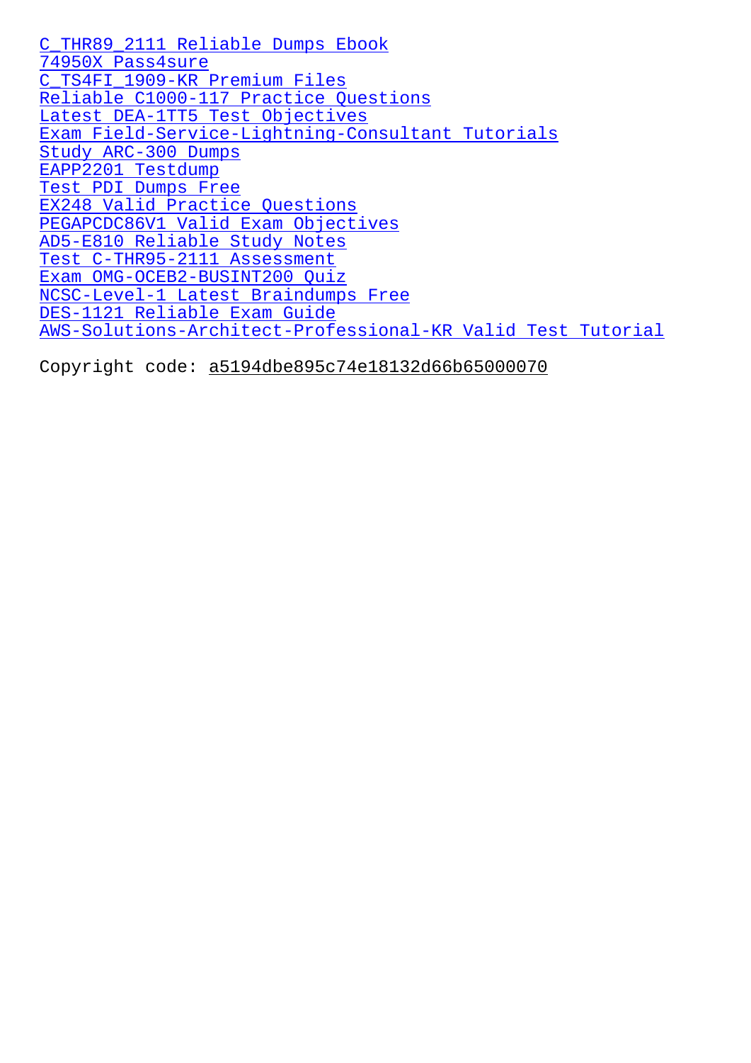C_THR89_2111 Reliable Dumps Ebook
74950X Pass4sure
C_TS4FI_1909-KR Premium Files
Reliable C1000-117 Practice Questions
Latest DEA-1TT5 Test Objectives
Exam Field-Service-Lightning-Consultant Tutorials
Study ARC-300 Dumps
EAPP2201 Testdump
Test PDI Dumps Free
EX248 Valid Practice Questions
PEGAPCDC86V1 Valid Exam Objectives
AD5-E810 Reliable Study Notes
Test C-THR95-2111 Assessment
Exam OMG-OCEB2-BUSINT200 Quiz
NCSC-Level-1 Latest Braindumps Free
DES-1121 Reliable Exam Guide
AWS-Solutions-Architect-Professional-KR Valid Test Tutorial

Copyright code: a5194dbe895c74e18132d66b65000070